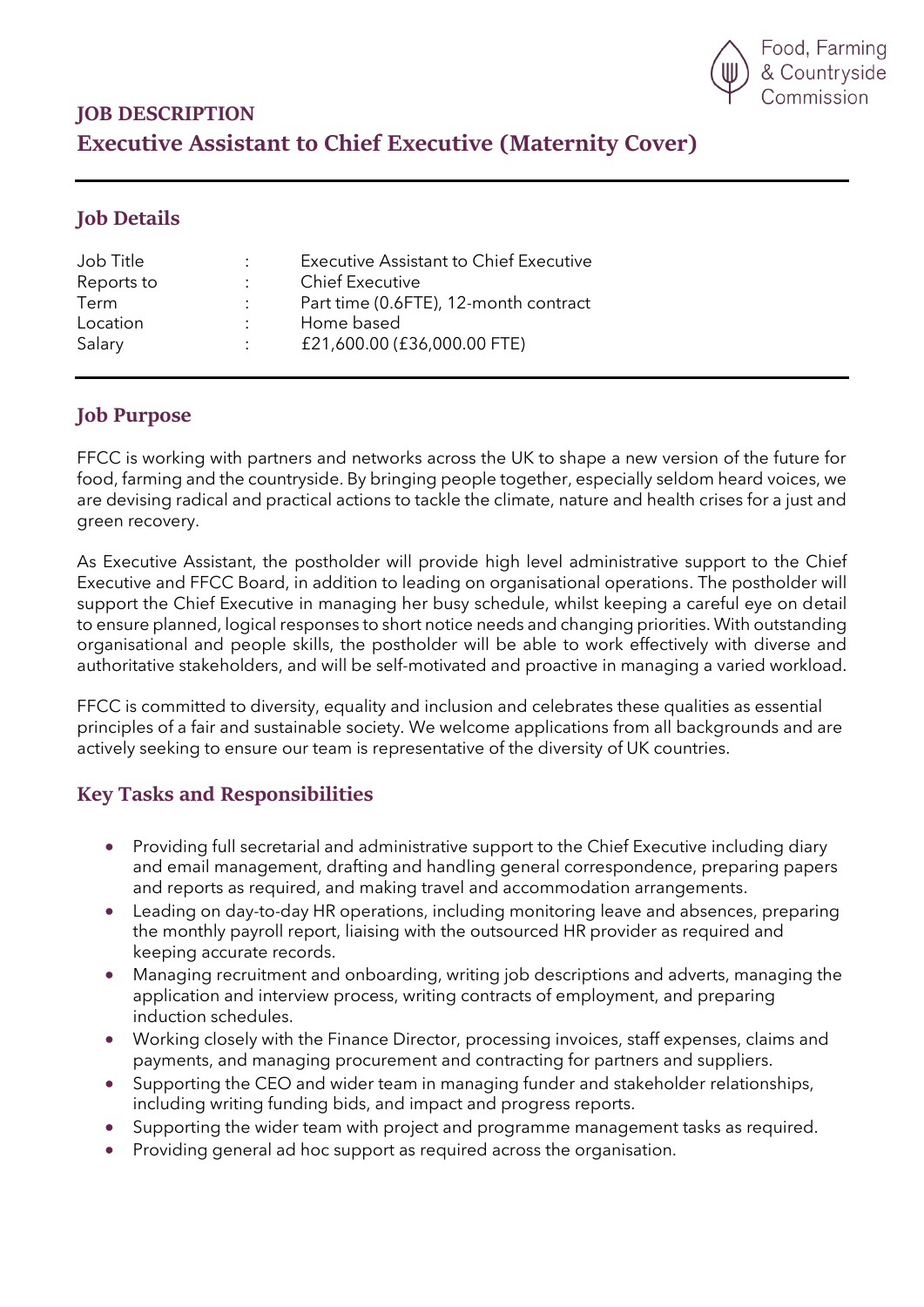Food, Farming & Countryside Commission

# JOB DESCRIPTION

# Executive Assistant to Chief Executive (Maternity Cover)

## Job Details

| | | |
|---|---|---|
| Job Title | : | Executive Assistant to Chief Executive |
| Reports to | : | Chief Executive |
| Term | : | Part time (0.6FTE), 12-month contract |
| Location | : | Home based |
| Salary | : | £21,600.00 (£36,000.00 FTE) |

## Job Purpose

FFCC is working with partners and networks across the UK to shape a new version of the future for food, farming and the countryside. By bringing people together, especially seldom heard voices, we are devising radical and practical actions to tackle the climate, nature and health crises for a just and green recovery.

As Executive Assistant, the postholder will provide high level administrative support to the Chief Executive and FFCC Board, in addition to leading on organisational operations. The postholder will support the Chief Executive in managing her busy schedule, whilst keeping a careful eye on detail to ensure planned, logical responses to short notice needs and changing priorities. With outstanding organisational and people skills, the postholder will be able to work effectively with diverse and authoritative stakeholders, and will be self-motivated and proactive in managing a varied workload.

FFCC is committed to diversity, equality and inclusion and celebrates these qualities as essential principles of a fair and sustainable society. We welcome applications from all backgrounds and are actively seeking to ensure our team is representative of the diversity of UK countries.

## Key Tasks and Responsibilities

- Providing full secretarial and administrative support to the Chief Executive including diary and email management, drafting and handling general correspondence, preparing papers and reports as required, and making travel and accommodation arrangements.
- Leading on day-to-day HR operations, including monitoring leave and absences, preparing the monthly payroll report, liaising with the outsourced HR provider as required and keeping accurate records.
- Managing recruitment and onboarding, writing job descriptions and adverts, managing the application and interview process, writing contracts of employment, and preparing induction schedules.
- Working closely with the Finance Director, processing invoices, staff expenses, claims and payments, and managing procurement and contracting for partners and suppliers.
- Supporting the CEO and wider team in managing funder and stakeholder relationships, including writing funding bids, and impact and progress reports.
- Supporting the wider team with project and programme management tasks as required.
- Providing general ad hoc support as required across the organisation.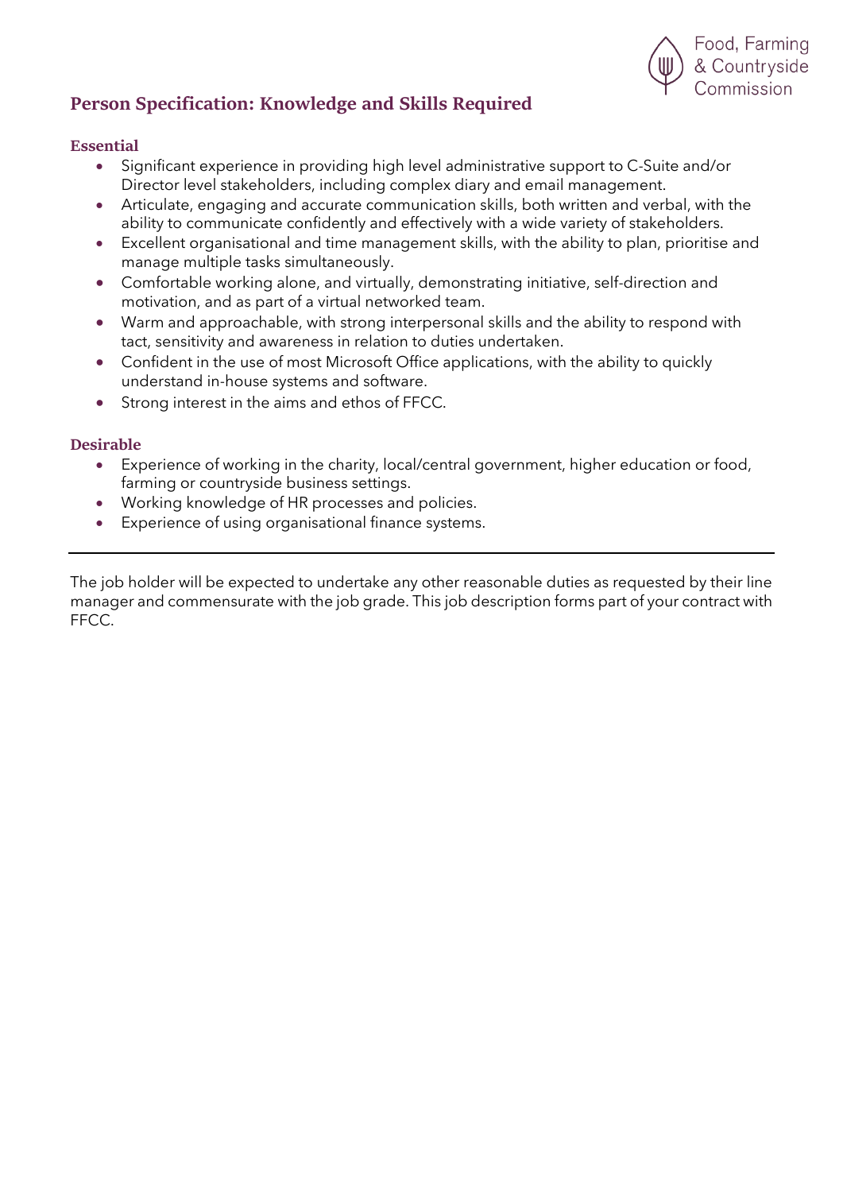## Person Specification: Knowledge and Skills Required

### Essential

- Significant experience in providing high level administrative support to C-Suite and/or Director level stakeholders, including complex diary and email management.
- Articulate, engaging and accurate communication skills, both written and verbal, with the ability to communicate confidently and effectively with a wide variety of stakeholders.
- Excellent organisational and time management skills, with the ability to plan, prioritise and manage multiple tasks simultaneously.
- Comfortable working alone, and virtually, demonstrating initiative, self-direction and motivation, and as part of a virtual networked team.
- Warm and approachable, with strong interpersonal skills and the ability to respond with tact, sensitivity and awareness in relation to duties undertaken.
- Confident in the use of most Microsoft Office applications, with the ability to quickly understand in-house systems and software.
- Strong interest in the aims and ethos of FFCC.

### Desirable

- Experience of working in the charity, local/central government, higher education or food, farming or countryside business settings.
- Working knowledge of HR processes and policies.
- Experience of using organisational finance systems.

---

The job holder will be expected to undertake any other reasonable duties as requested by their line manager and commensurate with the job grade. This job description forms part of your contract with FFCC.